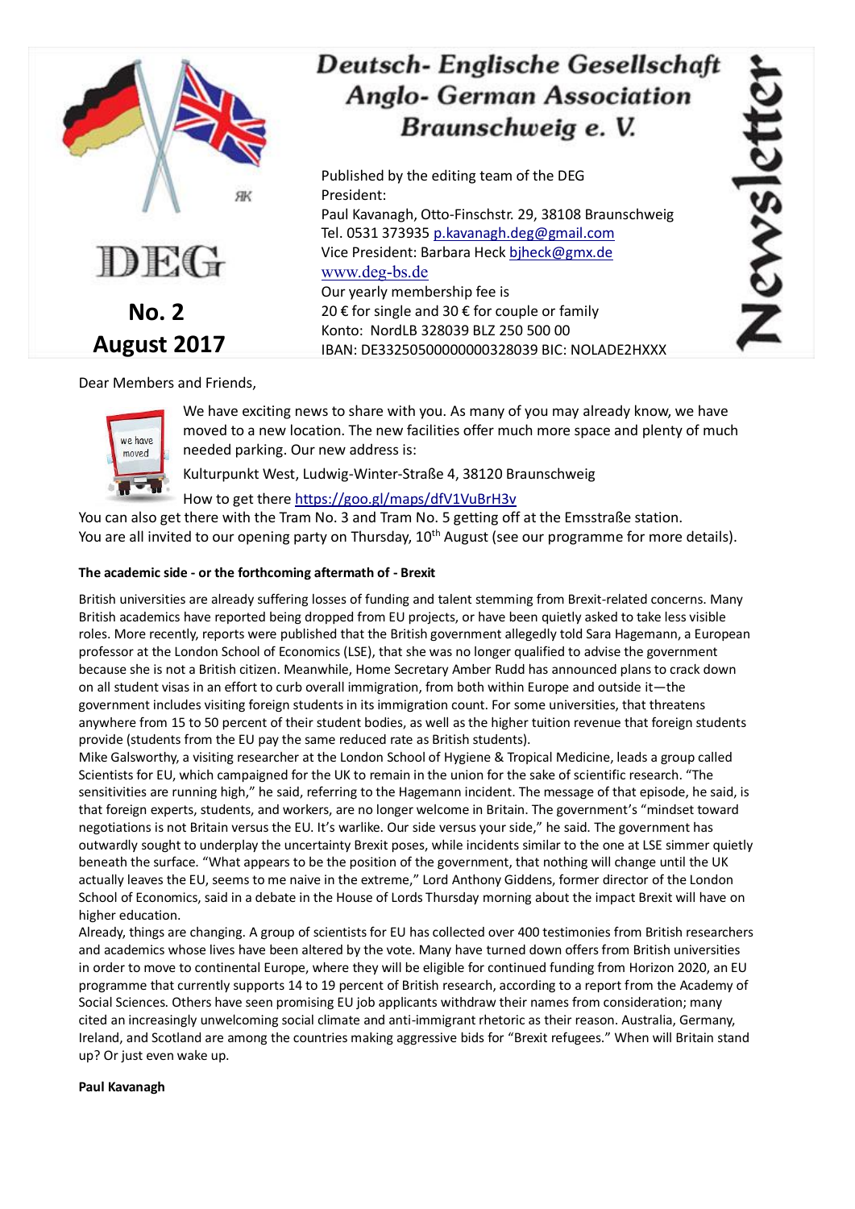# Deutsch- Englische Gesellschaft
# Anglo- German Association
# Braunschweig e. V.

**Newsletter**

DEG

**No. 2**
**August 2017**

Published by the editing team of the DEG
President:
Paul Kavanagh, Otto-Finschstr. 29, 38108 Braunschweig
Tel. 0531 373935 p.kavanagh.deg@gmail.com
Vice President: Barbara Heck bjheck@gmx.de
www.deg-bs.de
Our yearly membership fee is
20 € for single and 30 € for couple or family
Konto: NordLB 328039 BLZ 250 500 00
IBAN: DE33250500000000328039 BIC: NOLADE2HXXX

Dear Members and Friends,

We have exciting news to share with you. As many of you may already know, we have moved to a new location. The new facilities offer much more space and plenty of much needed parking. Our new address is:

Kulturpunkt West, Ludwig-Winter-Straße 4, 38120 Braunschweig

How to get there https://goo.gl/maps/dfV1VuBrH3v

You can also get there with the Tram No. 3 and Tram No. 5 getting off at the Emsstraße station.
You are all invited to our opening party on Thursday, 10th August (see our programme for more details).

**The academic side - or the forthcoming aftermath of - Brexit**

British universities are already suffering losses of funding and talent stemming from Brexit-related concerns. Many British academics have reported being dropped from EU projects, or have been quietly asked to take less visible roles. More recently, reports were published that the British government allegedly told Sara Hagemann, a European professor at the London School of Economics (LSE), that she was no longer qualified to advise the government because she is not a British citizen. Meanwhile, Home Secretary Amber Rudd has announced plans to crack down on all student visas in an effort to curb overall immigration, from both within Europe and outside it—the government includes visiting foreign students in its immigration count. For some universities, that threatens anywhere from 15 to 50 percent of their student bodies, as well as the higher tuition revenue that foreign students provide (students from the EU pay the same reduced rate as British students).

Mike Galsworthy, a visiting researcher at the London School of Hygiene & Tropical Medicine, leads a group called Scientists for EU, which campaigned for the UK to remain in the union for the sake of scientific research. “The sensitivities are running high,” he said, referring to the Hagemann incident. The message of that episode, he said, is that foreign experts, students, and workers, are no longer welcome in Britain. The government’s “mindset toward negotiations is not Britain versus the EU. It’s warlike. Our side versus your side,” he said. The government has outwardly sought to underplay the uncertainty Brexit poses, while incidents similar to the one at LSE simmer quietly beneath the surface. “What appears to be the position of the government, that nothing will change until the UK actually leaves the EU, seems to me naive in the extreme,” Lord Anthony Giddens, former director of the London School of Economics, said in a debate in the House of Lords Thursday morning about the impact Brexit will have on higher education.

Already, things are changing. A group of scientists for EU has collected over 400 testimonies from British researchers and academics whose lives have been altered by the vote. Many have turned down offers from British universities in order to move to continental Europe, where they will be eligible for continued funding from Horizon 2020, an EU programme that currently supports 14 to 19 percent of British research, according to a report from the Academy of Social Sciences. Others have seen promising EU job applicants withdraw their names from consideration; many cited an increasingly unwelcoming social climate and anti-immigrant rhetoric as their reason. Australia, Germany, Ireland, and Scotland are among the countries making aggressive bids for “Brexit refugees.” When will Britain stand up? Or just even wake up.

**Paul Kavanagh**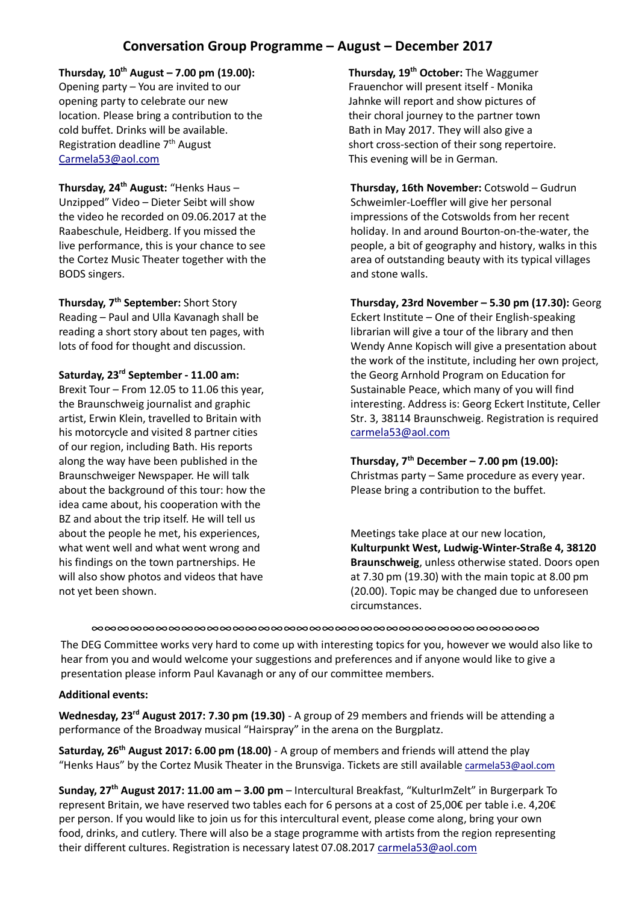# Conversation Group Programme – August – December 2017

**Thursday, 10th August – 7.00 pm (19.00):** Opening party – You are invited to our opening party to celebrate our new location. Please bring a contribution to the cold buffet. Drinks will be available. Registration deadline 7th August Carmela53@aol.com

**Thursday, 24th August:** "Henks Haus – Unzipped" Video – Dieter Seibt will show the video he recorded on 09.06.2017 at the Raabeschule, Heidberg. If you missed the live performance, this is your chance to see the Cortez Music Theater together with the BODS singers.

**Thursday, 7th September:** Short Story Reading – Paul and Ulla Kavanagh shall be reading a short story about ten pages, with lots of food for thought and discussion.

**Saturday, 23rd September - 11.00 am:** Brexit Tour – From 12.05 to 11.06 this year, the Braunschweig journalist and graphic artist, Erwin Klein, travelled to Britain with his motorcycle and visited 8 partner cities of our region, including Bath. His reports along the way have been published in the Braunschweiger Newspaper. He will talk about the background of this tour: how the idea came about, his cooperation with the BZ and about the trip itself. He will tell us about the people he met, his experiences, what went well and what went wrong and his findings on the town partnerships. He will also show photos and videos that have not yet been shown.

**Thursday, 19th October:** The Waggumer Frauenchor will present itself - Monika Jahnke will report and show pictures of their choral journey to the partner town Bath in May 2017. They will also give a short cross-section of their song repertoire. This evening will be in German.

**Thursday, 16th November:** Cotswold – Gudrun Schweimler-Loeffler will give her personal impressions of the Cotswolds from her recent holiday. In and around Bourton-on-the-water, the people, a bit of geography and history, walks in this area of outstanding beauty with its typical villages and stone walls.

**Thursday, 23rd November – 5.30 pm (17.30):** Georg Eckert Institute – One of their English-speaking librarian will give a tour of the library and then Wendy Anne Kopisch will give a presentation about the work of the institute, including her own project, the Georg Arnhold Program on Education for Sustainable Peace, which many of you will find interesting. Address is: Georg Eckert Institute, Celler Str. 3, 38114 Braunschweig. Registration is required carmela53@aol.com

**Thursday, 7th December – 7.00 pm (19.00):** Christmas party – Same procedure as every year. Please bring a contribution to the buffet.

Meetings take place at our new location, **Kulturpunkt West, Ludwig-Winter-Straße 4, 38120 Braunschweig**, unless otherwise stated. Doors open at 7.30 pm (19.30) with the main topic at 8.00 pm (20.00). Topic may be changed due to unforeseen circumstances.

∞∞∞∞∞∞∞∞∞∞∞∞∞∞∞∞∞∞∞∞∞∞∞∞∞∞∞∞∞∞∞∞∞∞∞∞∞∞∞∞∞∞∞∞

The DEG Committee works very hard to come up with interesting topics for you, however we would also like to hear from you and would welcome your suggestions and preferences and if anyone would like to give a presentation please inform Paul Kavanagh or any of our committee members.

**Additional events:**

**Wednesday, 23rd August 2017: 7.30 pm (19.30)** - A group of 29 members and friends will be attending a performance of the Broadway musical "Hairspray" in the arena on the Burgplatz.

**Saturday, 26th August 2017: 6.00 pm (18.00)** - A group of members and friends will attend the play "Henks Haus" by the Cortez Musik Theater in the Brunsviga. Tickets are still available carmela53@aol.com

**Sunday, 27th August 2017: 11.00 am – 3.00 pm** – Intercultural Breakfast, "KulturImZelt" in Burgerpark To represent Britain, we have reserved two tables each for 6 persons at a cost of 25,00€ per table i.e. 4,20€ per person. If you would like to join us for this intercultural event, please come along, bring your own food, drinks, and cutlery. There will also be a stage programme with artists from the region representing their different cultures. Registration is necessary latest 07.08.2017 carmela53@aol.com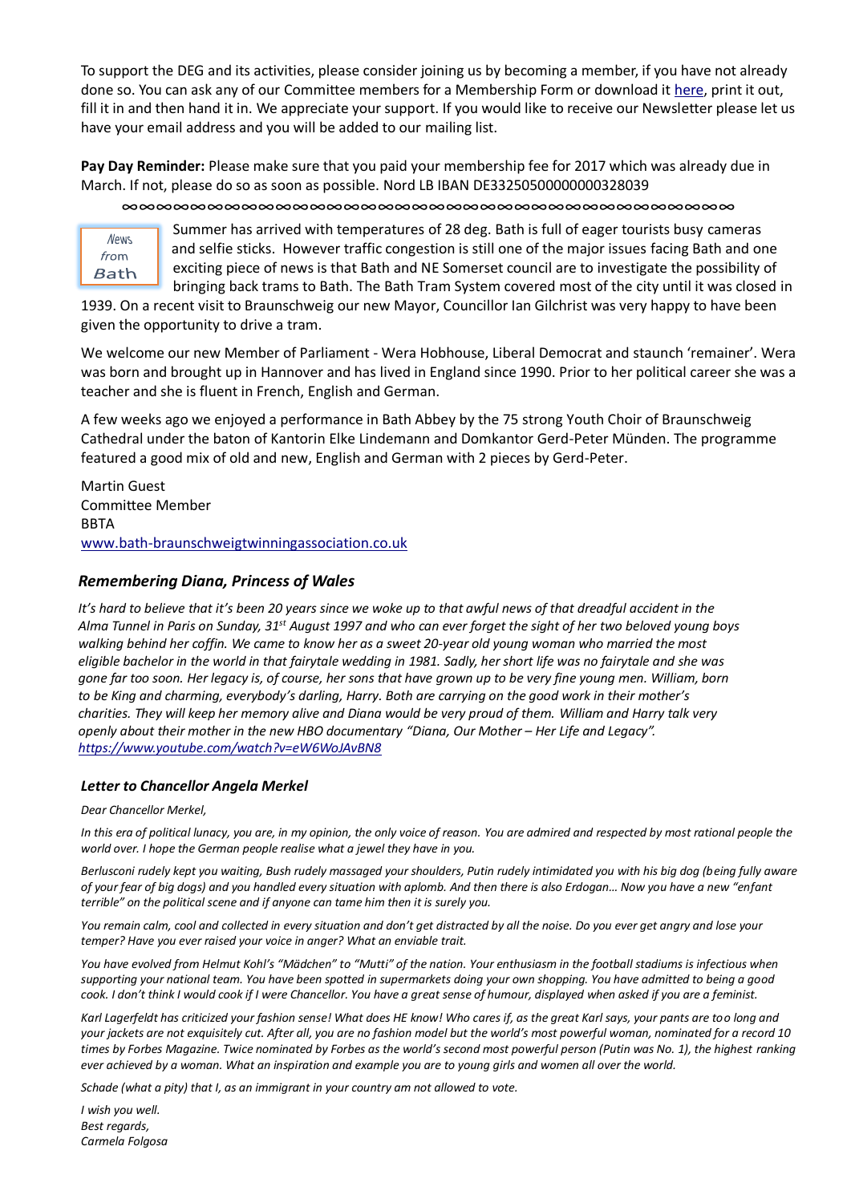To support the DEG and its activities, please consider joining us by becoming a member, if you have not already done so. You can ask any of our Committee members for a Membership Form or download it here, print it out, fill it in and then hand it in. We appreciate your support. If you would like to receive our Newsletter please let us have your email address and you will be added to our mailing list.

**Pay Day Reminder:** Please make sure that you paid your membership fee for 2017 which was already due in March. If not, please do so as soon as possible. Nord LB IBAN DE33250500000000328039

∞∞∞∞∞∞∞∞∞∞∞∞∞∞∞∞∞∞∞∞∞∞∞∞∞∞∞∞∞∞∞∞∞∞∞∞∞∞∞∞∞∞∞∞∞∞∞∞∞∞∞∞

News from Bath

Summer has arrived with temperatures of 28 deg. Bath is full of eager tourists busy cameras and selfie sticks. However traffic congestion is still one of the major issues facing Bath and one exciting piece of news is that Bath and NE Somerset council are to investigate the possibility of bringing back trams to Bath. The Bath Tram System covered most of the city until it was closed in 1939. On a recent visit to Braunschweig our new Mayor, Councillor Ian Gilchrist was very happy to have been given the opportunity to drive a tram.

We welcome our new Member of Parliament - Wera Hobhouse, Liberal Democrat and staunch 'remainer'. Wera was born and brought up in Hannover and has lived in England since 1990. Prior to her political career she was a teacher and she is fluent in French, English and German.

A few weeks ago we enjoyed a performance in Bath Abbey by the 75 strong Youth Choir of Braunschweig Cathedral under the baton of Kantorin Elke Lindemann and Domkantor Gerd-Peter Münden. The programme featured a good mix of old and new, English and German with 2 pieces by Gerd-Peter.

Martin Guest
Committee Member
BBTA
www.bath-braunschweigtwinningassociation.co.uk

### *Remembering Diana, Princess of Wales*

*It's hard to believe that it's been 20 years since we woke up to that awful news of that dreadful accident in the Alma Tunnel in Paris on Sunday, 31st August 1997 and who can ever forget the sight of her two beloved young boys walking behind her coffin. We came to know her as a sweet 20-year old young woman who married the most eligible bachelor in the world in that fairytale wedding in 1981. Sadly, her short life was no fairytale and she was gone far too soon. Her legacy is, of course, her sons that have grown up to be very fine young men. William, born to be King and charming, everybody's darling, Harry. Both are carrying on the good work in their mother's charities. They will keep her memory alive and Diana would be very proud of them. William and Harry talk very openly about their mother in the new HBO documentary "Diana, Our Mother – Her Life and Legacy".*
*https://www.youtube.com/watch?v=eW6WoJAvBN8*

### *Letter to Chancellor Angela Merkel*

*Dear Chancellor Merkel,*

*In this era of political lunacy, you are, in my opinion, the only voice of reason. You are admired and respected by most rational people the world over. I hope the German people realise what a jewel they have in you.*

*Berlusconi rudely kept you waiting, Bush rudely massaged your shoulders, Putin rudely intimidated you with his big dog (being fully aware of your fear of big dogs) and you handled every situation with aplomb. And then there is also Erdogan… Now you have a new "enfant terrible" on the political scene and if anyone can tame him then it is surely you.*

*You remain calm, cool and collected in every situation and don't get distracted by all the noise. Do you ever get angry and lose your temper? Have you ever raised your voice in anger? What an enviable trait.*

*You have evolved from Helmut Kohl's "Mädchen" to "Mutti" of the nation. Your enthusiasm in the football stadiums is infectious when supporting your national team. You have been spotted in supermarkets doing your own shopping. You have admitted to being a good cook. I don't think I would cook if I were Chancellor. You have a great sense of humour, displayed when asked if you are a feminist.*

*Karl Lagerfeldt has criticized your fashion sense! What does HE know! Who cares if, as the great Karl says, your pants are too long and your jackets are not exquisitely cut. After all, you are no fashion model but the world's most powerful woman, nominated for a record 10 times by Forbes Magazine. Twice nominated by Forbes as the world's second most powerful person (Putin was No. 1), the highest ranking ever achieved by a woman. What an inspiration and example you are to young girls and women all over the world.*

*Schade (what a pity) that I, as an immigrant in your country am not allowed to vote.*

*I wish you well.*
*Best regards,*
*Carmela Folgosa*